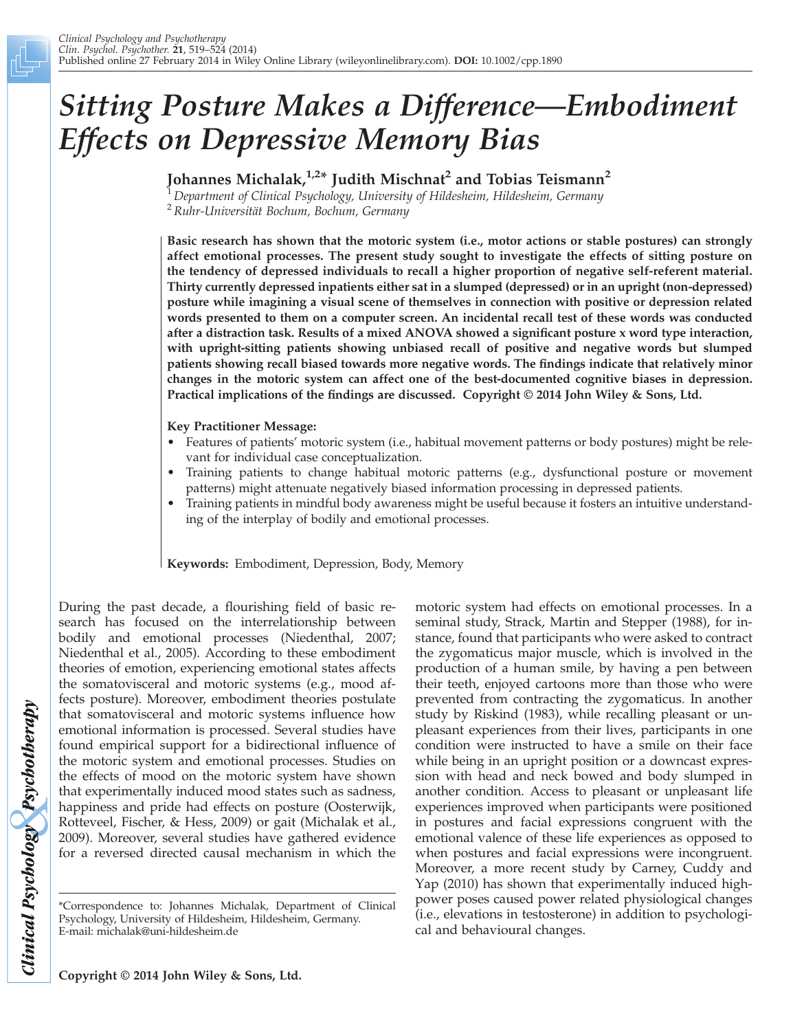# Sitting Posture Makes a Difference—Embodiment Effects on Depressive Memory Bias

**Johannes Michalak,[1,2]* Judith Mischnat[2] and Tobias Teismann[2]**

[1] *Department of Clinical Psychology, University of Hildesheim, Hildesheim, Germany*
[2] *Ruhr-Universität Bochum, Bochum, Germany*

**Basic research has shown that the motoric system (i.e., motor actions or stable postures) can strongly affect emotional processes. The present study sought to investigate the effects of sitting posture on the tendency of depressed individuals to recall a higher proportion of negative self-referent material. Thirty currently depressed inpatients either sat in a slumped (depressed) or in an upright (non-depressed) posture while imagining a visual scene of themselves in connection with positive or depression related words presented to them on a computer screen. An incidental recall test of these words was conducted after a distraction task. Results of a mixed ANOVA showed a significant posture x word type interaction, with upright-sitting patients showing unbiased recall of positive and negative words but slumped patients showing recall biased towards more negative words. The findings indicate that relatively minor changes in the motoric system can affect one of the best-documented cognitive biases in depression. Practical implications of the findings are discussed. Copyright © 2014 John Wiley & Sons, Ltd.**

**Key Practitioner Message:**

- Features of patients' motoric system (i.e., habitual movement patterns or body postures) might be relevant for individual case conceptualization.
- Training patients to change habitual motoric patterns (e.g., dysfunctional posture or movement patterns) might attenuate negatively biased information processing in depressed patients.
- Training patients in mindful body awareness might be useful because it fosters an intuitive understanding of the interplay of bodily and emotional processes.

**Keywords:** Embodiment, Depression, Body, Memory

During the past decade, a flourishing field of basic research has focused on the interrelationship between bodily and emotional processes (Niedenthal, 2007; Niedenthal et al., 2005). According to these embodiment theories of emotion, experiencing emotional states affects the somatovisceral and motoric systems (e.g., mood affects posture). Moreover, embodiment theories postulate that somatovisceral and motoric systems influence how emotional information is processed. Several studies have found empirical support for a bidirectional influence of the motoric system and emotional processes. Studies on the effects of mood on the motoric system have shown that experimentally induced mood states such as sadness, happiness and pride had effects on posture (Oosterwijk, Rotteveel, Fischer, & Hess, 2009) or gait (Michalak et al., 2009). Moreover, several studies have gathered evidence for a reversed directed causal mechanism in which the motoric system had effects on emotional processes. In a seminal study, Strack, Martin and Stepper (1988), for instance, found that participants who were asked to contract the zygomaticus major muscle, which is involved in the production of a human smile, by having a pen between their teeth, enjoyed cartoons more than those who were prevented from contracting the zygomaticus. In another study by Riskind (1983), while recalling pleasant or unpleasant experiences from their lives, participants in one condition were instructed to have a smile on their face while being in an upright position or a downcast expression with head and neck bowed and body slumped in another condition. Access to pleasant or unpleasant life experiences improved when participants were positioned in postures and facial expressions congruent with the emotional valence of these life experiences as opposed to when postures and facial expressions were incongruent. Moreover, a more recent study by Carney, Cuddy and Yap (2010) has shown that experimentally induced high-power poses caused power related physiological changes (i.e., elevations in testosterone) in addition to psychological and behavioural changes.

*Correspondence to: Johannes Michalak, Department of Clinical Psychology, University of Hildesheim, Hildesheim, Germany.
E-mail: michalak@uni-hildesheim.de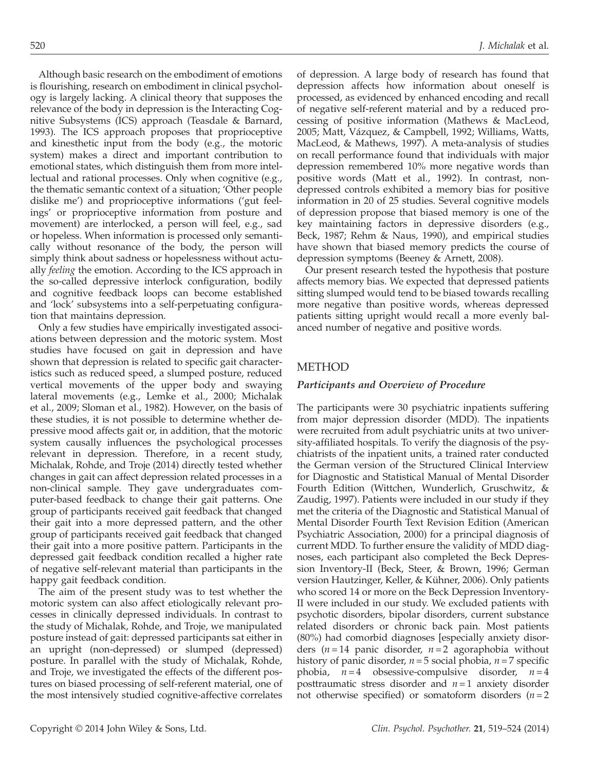Although basic research on the embodiment of emotions is flourishing, research on embodiment in clinical psychology is largely lacking. A clinical theory that supposes the relevance of the body in depression is the Interacting Cognitive Subsystems (ICS) approach (Teasdale & Barnard, 1993). The ICS approach proposes that proprioceptive and kinesthetic input from the body (e.g., the motoric system) makes a direct and important contribution to emotional states, which distinguish them from more intellectual and rational processes. Only when cognitive (e.g., the thematic semantic context of a situation; 'Other people dislike me') and proprioceptive informations ('gut feelings' or proprioceptive information from posture and movement) are interlocked, a person will feel, e.g., sad or hopeless. When information is processed only semantically without resonance of the body, the person will simply think about sadness or hopelessness without actually *feeling* the emotion. According to the ICS approach in the so-called depressive interlock configuration, bodily and cognitive feedback loops can become established and 'lock' subsystems into a self-perpetuating configuration that maintains depression.

Only a few studies have empirically investigated associations between depression and the motoric system. Most studies have focused on gait in depression and have shown that depression is related to specific gait characteristics such as reduced speed, a slumped posture, reduced vertical movements of the upper body and swaying lateral movements (e.g., Lemke et al., 2000; Michalak et al., 2009; Sloman et al., 1982). However, on the basis of these studies, it is not possible to determine whether depressive mood affects gait or, in addition, that the motoric system causally influences the psychological processes relevant in depression. Therefore, in a recent study, Michalak, Rohde, and Troje (2014) directly tested whether changes in gait can affect depression related processes in a non-clinical sample. They gave undergraduates computer-based feedback to change their gait patterns. One group of participants received gait feedback that changed their gait into a more depressed pattern, and the other group of participants received gait feedback that changed their gait into a more positive pattern. Participants in the depressed gait feedback condition recalled a higher rate of negative self-relevant material than participants in the happy gait feedback condition.

The aim of the present study was to test whether the motoric system can also affect etiologically relevant processes in clinically depressed individuals. In contrast to the study of Michalak, Rohde, and Troje, we manipulated posture instead of gait: depressed participants sat either in an upright (non-depressed) or slumped (depressed) posture. In parallel with the study of Michalak, Rohde, and Troje, we investigated the effects of the different postures on biased processing of self-referent material, one of the most intensively studied cognitive-affective correlates of depression. A large body of research has found that depression affects how information about oneself is processed, as evidenced by enhanced encoding and recall of negative self-referent material and by a reduced processing of positive information (Mathews & MacLeod, 2005; Matt, Vázquez, & Campbell, 1992; Williams, Watts, MacLeod, & Mathews, 1997). A meta-analysis of studies on recall performance found that individuals with major depression remembered 10% more negative words than positive words (Matt et al., 1992). In contrast, non-depressed controls exhibited a memory bias for positive information in 20 of 25 studies. Several cognitive models of depression propose that biased memory is one of the key maintaining factors in depressive disorders (e.g., Beck, 1987; Rehm & Naus, 1990), and empirical studies have shown that biased memory predicts the course of depression symptoms (Beeney & Arnett, 2008).

Our present research tested the hypothesis that posture affects memory bias. We expected that depressed patients sitting slumped would tend to be biased towards recalling more negative than positive words, whereas depressed patients sitting upright would recall a more evenly balanced number of negative and positive words.

## METHOD

### *Participants and Overview of Procedure*

The participants were 30 psychiatric inpatients suffering from major depression disorder (MDD). The inpatients were recruited from adult psychiatric units at two university-affiliated hospitals. To verify the diagnosis of the psychiatrists of the inpatient units, a trained rater conducted the German version of the Structured Clinical Interview for Diagnostic and Statistical Manual of Mental Disorder Fourth Edition (Wittchen, Wunderlich, Gruschwitz, & Zaudig, 1997). Patients were included in our study if they met the criteria of the Diagnostic and Statistical Manual of Mental Disorder Fourth Text Revision Edition (American Psychiatric Association, 2000) for a principal diagnosis of current MDD. To further ensure the validity of MDD diagnoses, each participant also completed the Beck Depression Inventory-II (Beck, Steer, & Brown, 1996; German version Hautzinger, Keller, & Kühner, 2006). Only patients who scored 14 or more on the Beck Depression Inventory-II were included in our study. We excluded patients with psychotic disorders, bipolar disorders, current substance related disorders or chronic back pain. Most patients (80%) had comorbid diagnoses [especially anxiety disorders ($n = 14$ panic disorder, $n = 2$ agoraphobia without history of panic disorder, $n = 5$ social phobia, $n = 7$ specific phobia, $n = 4$ obsessive-compulsive disorder, $n = 4$ posttraumatic stress disorder and $n = 1$ anxiety disorder not otherwise specified) or somatoform disorders ($n = 2$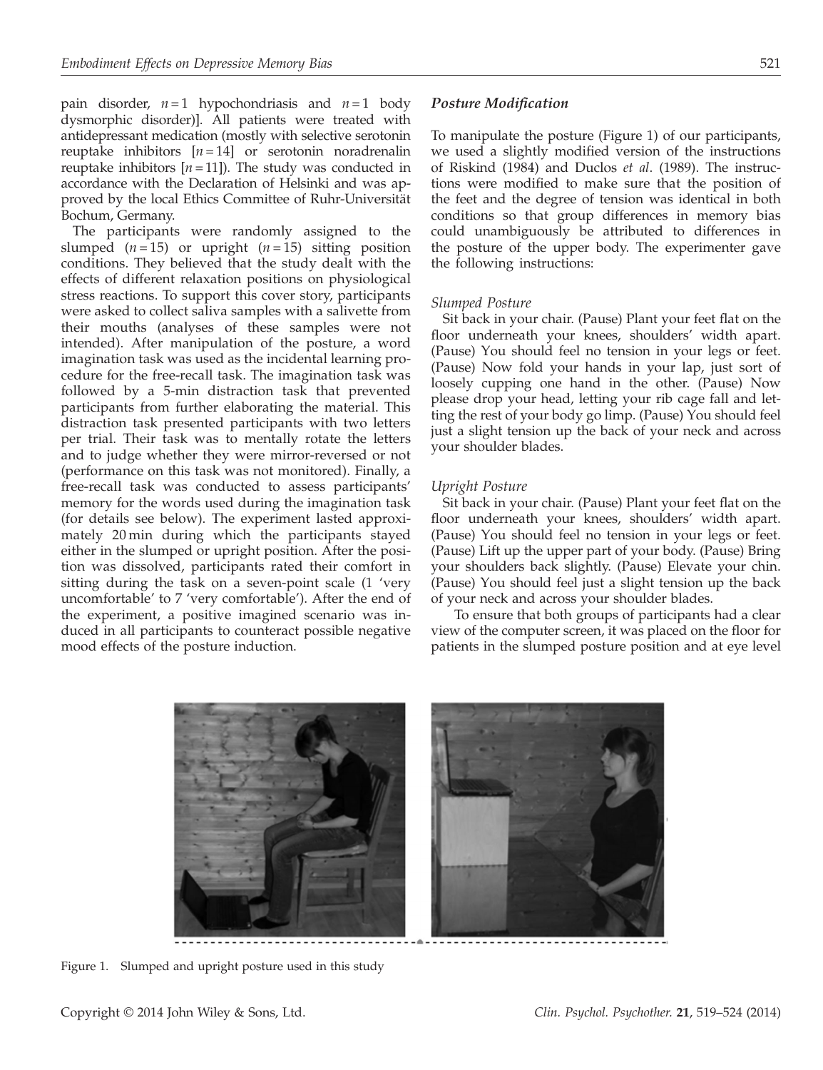pain disorder, $n = 1$ hypochondriasis and $n = 1$ body dysmorphic disorder)]. All patients were treated with antidepressant medication (mostly with selective serotonin reuptake inhibitors [$n = 14$] or serotonin noradrenalin reuptake inhibitors [$n = 11$]). The study was conducted in accordance with the Declaration of Helsinki and was approved by the local Ethics Committee of Ruhr-Universität Bochum, Germany.

The participants were randomly assigned to the slumped ($n = 15$) or upright ($n = 15$) sitting position conditions. They believed that the study dealt with the effects of different relaxation positions on physiological stress reactions. To support this cover story, participants were asked to collect saliva samples with a salivette from their mouths (analyses of these samples were not intended). After manipulation of the posture, a word imagination task was used as the incidental learning procedure for the free-recall task. The imagination task was followed by a 5-min distraction task that prevented participants from further elaborating the material. This distraction task presented participants with two letters per trial. Their task was to mentally rotate the letters and to judge whether they were mirror-reversed or not (performance on this task was not monitored). Finally, a free-recall task was conducted to assess participants' memory for the words used during the imagination task (for details see below). The experiment lasted approximately 20 min during which the participants stayed either in the slumped or upright position. After the position was dissolved, participants rated their comfort in sitting during the task on a seven-point scale (1 'very uncomfortable' to 7 'very comfortable'). After the end of the experiment, a positive imagined scenario was induced in all participants to counteract possible negative mood effects of the posture induction.

### *Posture Modification*

To manipulate the posture (Figure 1) of our participants, we used a slightly modified version of the instructions of Riskind (1984) and Duclos *et al*. (1989). The instructions were modified to make sure that the position of the feet and the degree of tension was identical in both conditions so that group differences in memory bias could unambiguously be attributed to differences in the posture of the upper body. The experimenter gave the following instructions:

#### *Slumped Posture*

Sit back in your chair. (Pause) Plant your feet flat on the floor underneath your knees, shoulders' width apart. (Pause) You should feel no tension in your legs or feet. (Pause) Now fold your hands in your lap, just sort of loosely cupping one hand in the other. (Pause) Now please drop your head, letting your rib cage fall and letting the rest of your body go limp. (Pause) You should feel just a slight tension up the back of your neck and across your shoulder blades.

#### *Upright Posture*

Sit back in your chair. (Pause) Plant your feet flat on the floor underneath your knees, shoulders' width apart. (Pause) You should feel no tension in your legs or feet. (Pause) Lift up the upper part of your body. (Pause) Bring your shoulders back slightly. (Pause) Elevate your chin. (Pause) You should feel just a slight tension up the back of your neck and across your shoulder blades.

To ensure that both groups of participants had a clear view of the computer screen, it was placed on the floor for patients in the slumped posture position and at eye level

Figure 1. Slumped and upright posture used in this study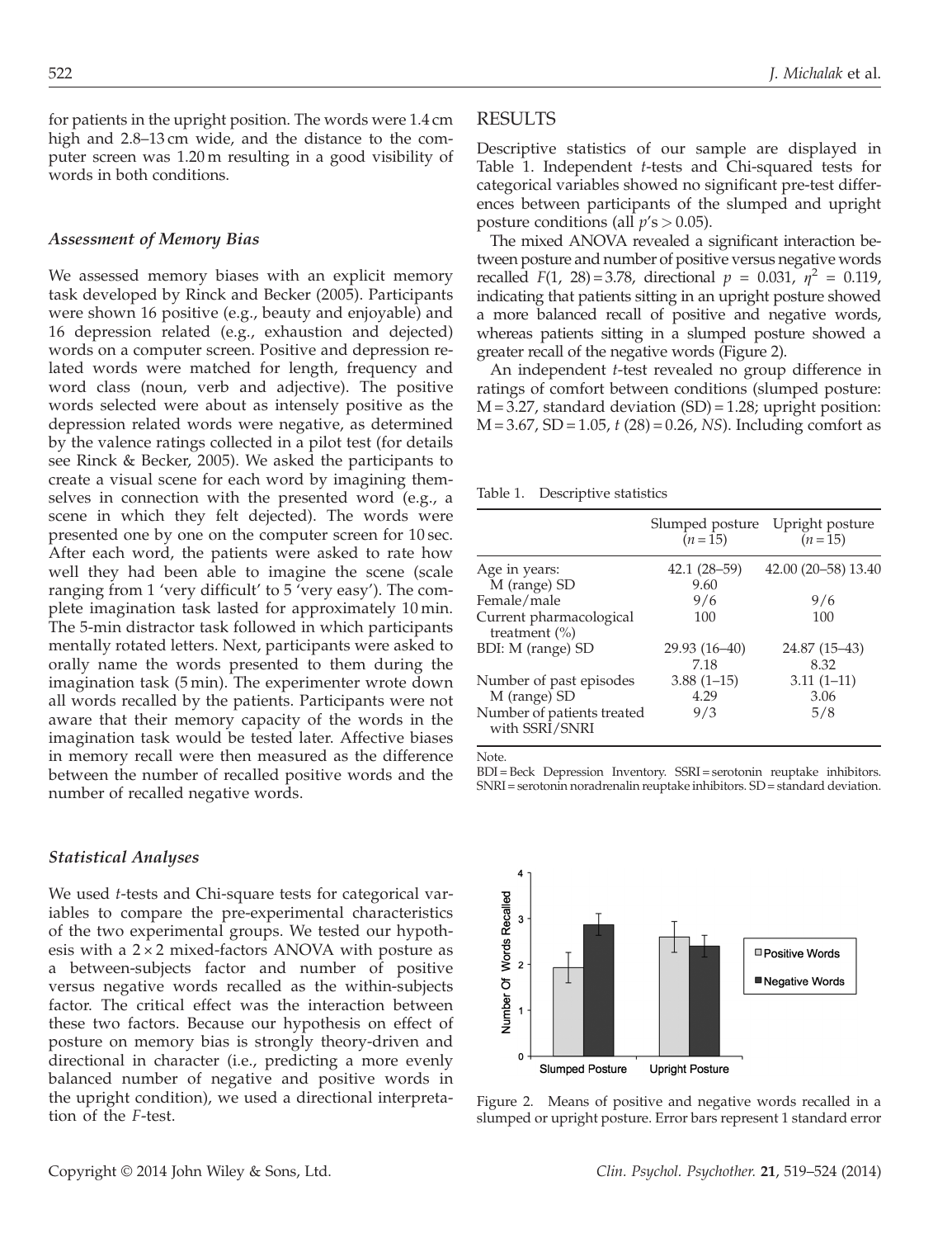for patients in the upright position. The words were 1.4 cm high and 2.8–13 cm wide, and the distance to the computer screen was 1.20 m resulting in a good visibility of words in both conditions.

### *Assessment of Memory Bias*

We assessed memory biases with an explicit memory task developed by Rinck and Becker (2005). Participants were shown 16 positive (e.g., beauty and enjoyable) and 16 depression related (e.g., exhaustion and dejected) words on a computer screen. Positive and depression related words were matched for length, frequency and word class (noun, verb and adjective). The positive words selected were about as intensely positive as the depression related words were negative, as determined by the valence ratings collected in a pilot test (for details see Rinck & Becker, 2005). We asked the participants to create a visual scene for each word by imagining themselves in connection with the presented word (e.g., a scene in which they felt dejected). The words were presented one by one on the computer screen for 10 sec. After each word, the patients were asked to rate how well they had been able to imagine the scene (scale ranging from 1 'very difficult' to 5 'very easy'). The complete imagination task lasted for approximately 10 min. The 5-min distractor task followed in which participants mentally rotated letters. Next, participants were asked to orally name the words presented to them during the imagination task (5 min). The experimenter wrote down all words recalled by the patients. Participants were not aware that their memory capacity of the words in the imagination task would be tested later. Affective biases in memory recall were then measured as the difference between the number of recalled positive words and the number of recalled negative words.

### *Statistical Analyses*

We used *t*-tests and Chi-square tests for categorical variables to compare the pre-experimental characteristics of the two experimental groups. We tested our hypothesis with a 2 × 2 mixed-factors ANOVA with posture as a between-subjects factor and number of positive versus negative words recalled as the within-subjects factor. The critical effect was the interaction between these two factors. Because our hypothesis on effect of posture on memory bias is strongly theory-driven and directional in character (i.e., predicting a more evenly balanced number of negative and positive words in the upright condition), we used a directional interpretation of the *F*-test.

## RESULTS

Descriptive statistics of our sample are displayed in Table 1. Independent *t*-tests and Chi-squared tests for categorical variables showed no significant pre-test differences between participants of the slumped and upright posture conditions (all $p$'s $> 0.05$).

The mixed ANOVA revealed a significant interaction between posture and number of positive versus negative words recalled $F(1, 28) = 3.78$, directional $p = 0.031$, $\eta^2 = 0.119$, indicating that patients sitting in an upright posture showed a more balanced recall of positive and negative words, whereas patients sitting in a slumped posture showed a greater recall of the negative words (Figure 2).

An independent *t*-test revealed no group difference in ratings of comfort between conditions (slumped posture: M = 3.27, standard deviation (SD) = 1.28; upright position: M = 3.67, SD = 1.05, $t(28) = 0.26$, *NS*). Including comfort as

Table 1. Descriptive statistics

| | Slumped posture ($n$ = 15) | Upright posture ($n$ = 15) |
|---|---|---|
| Age in years: M (range) SD | 42.1 (28–59) 9.60 | 42.00 (20–58) 13.40 |
| Female/male | 9/6 | 9/6 |
| Current pharmacological treatment (%) | 100 | 100 |
| BDI: M (range) SD | 29.93 (16–40) 7.18 | 24.87 (15–43) 8.32 |
| Number of past episodes M (range) SD | 3.88 (1–15) 4.29 | 3.11 (1–11) 3.06 |
| Number of patients treated with SSRI/SNRI | 9/3 | 5/8 |

Note.
BDI = Beck Depression Inventory. SSRI = serotonin reuptake inhibitors. SNRI = serotonin noradrenalin reuptake inhibitors. SD = standard deviation.

Figure 2. Means of positive and negative words recalled in a slumped or upright posture. Error bars represent 1 standard error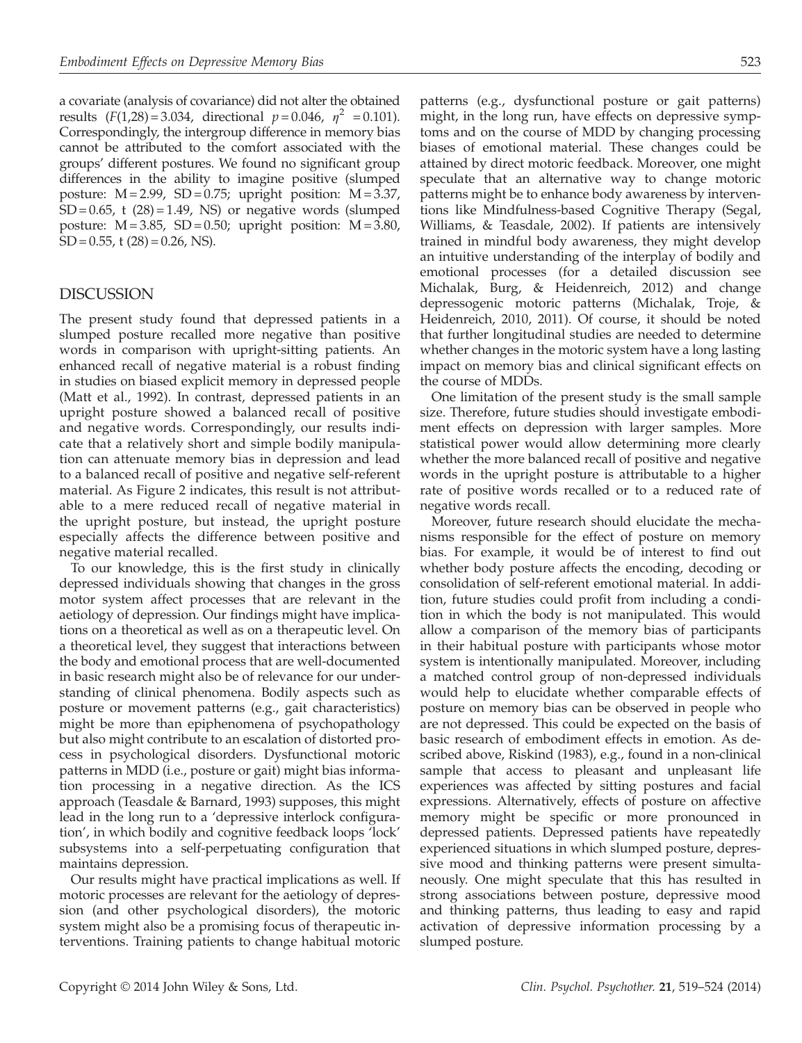a covariate (analysis of covariance) did not alter the obtained results ($F(1,28) = 3.034$, directional $p = 0.046$, $\eta^2 = 0.101$). Correspondingly, the intergroup difference in memory bias cannot be attributed to the comfort associated with the groups' different postures. We found no significant group differences in the ability to imagine positive (slumped posture: $M = 2.99$, $SD = 0.75$; upright position: $M = 3.37$, $SD = 0.65$, $t(28) = 1.49$, NS) or negative words (slumped posture: $M = 3.85$, $SD = 0.50$; upright position: $M = 3.80$, $SD = 0.55$, $t(28) = 0.26$, NS).

## DISCUSSION

The present study found that depressed patients in a slumped posture recalled more negative than positive words in comparison with upright-sitting patients. An enhanced recall of negative material is a robust finding in studies on biased explicit memory in depressed people (Matt et al., 1992). In contrast, depressed patients in an upright posture showed a balanced recall of positive and negative words. Correspondingly, our results indicate that a relatively short and simple bodily manipulation can attenuate memory bias in depression and lead to a balanced recall of positive and negative self-referent material. As Figure 2 indicates, this result is not attributable to a mere reduced recall of negative material in the upright posture, but instead, the upright posture especially affects the difference between positive and negative material recalled.

To our knowledge, this is the first study in clinically depressed individuals showing that changes in the gross motor system affect processes that are relevant in the aetiology of depression. Our findings might have implications on a theoretical as well as on a therapeutic level. On a theoretical level, they suggest that interactions between the body and emotional process that are well-documented in basic research might also be of relevance for our understanding of clinical phenomena. Bodily aspects such as posture or movement patterns (e.g., gait characteristics) might be more than epiphenomena of psychopathology but also might contribute to an escalation of distorted process in psychological disorders. Dysfunctional motoric patterns in MDD (i.e., posture or gait) might bias information processing in a negative direction. As the ICS approach (Teasdale & Barnard, 1993) supposes, this might lead in the long run to a 'depressive interlock configuration', in which bodily and cognitive feedback loops 'lock' subsystems into a self-perpetuating configuration that maintains depression.

Our results might have practical implications as well. If motoric processes are relevant for the aetiology of depression (and other psychological disorders), the motoric system might also be a promising focus of therapeutic interventions. Training patients to change habitual motoric patterns (e.g., dysfunctional posture or gait patterns) might, in the long run, have effects on depressive symptoms and on the course of MDD by changing processing biases of emotional material. These changes could be attained by direct motoric feedback. Moreover, one might speculate that an alternative way to change motoric patterns might be to enhance body awareness by interventions like Mindfulness-based Cognitive Therapy (Segal, Williams, & Teasdale, 2002). If patients are intensively trained in mindful body awareness, they might develop an intuitive understanding of the interplay of bodily and emotional processes (for a detailed discussion see Michalak, Burg, & Heidenreich, 2012) and change depressogenic motoric patterns (Michalak, Troje, & Heidenreich, 2010, 2011). Of course, it should be noted that further longitudinal studies are needed to determine whether changes in the motoric system have a long lasting impact on memory bias and clinical significant effects on the course of MDDs.

One limitation of the present study is the small sample size. Therefore, future studies should investigate embodiment effects on depression with larger samples. More statistical power would allow determining more clearly whether the more balanced recall of positive and negative words in the upright posture is attributable to a higher rate of positive words recalled or to a reduced rate of negative words recall.

Moreover, future research should elucidate the mechanisms responsible for the effect of posture on memory bias. For example, it would be of interest to find out whether body posture affects the encoding, decoding or consolidation of self-referent emotional material. In addition, future studies could profit from including a condition in which the body is not manipulated. This would allow a comparison of the memory bias of participants in their habitual posture with participants whose motor system is intentionally manipulated. Moreover, including a matched control group of non-depressed individuals would help to elucidate whether comparable effects of posture on memory bias can be observed in people who are not depressed. This could be expected on the basis of basic research of embodiment effects in emotion. As described above, Riskind (1983), e.g., found in a non-clinical sample that access to pleasant and unpleasant life experiences was affected by sitting postures and facial expressions. Alternatively, effects of posture on affective memory might be specific or more pronounced in depressed patients. Depressed patients have repeatedly experienced situations in which slumped posture, depressive mood and thinking patterns were present simultaneously. One might speculate that this has resulted in strong associations between posture, depressive mood and thinking patterns, thus leading to easy and rapid activation of depressive information processing by a slumped posture.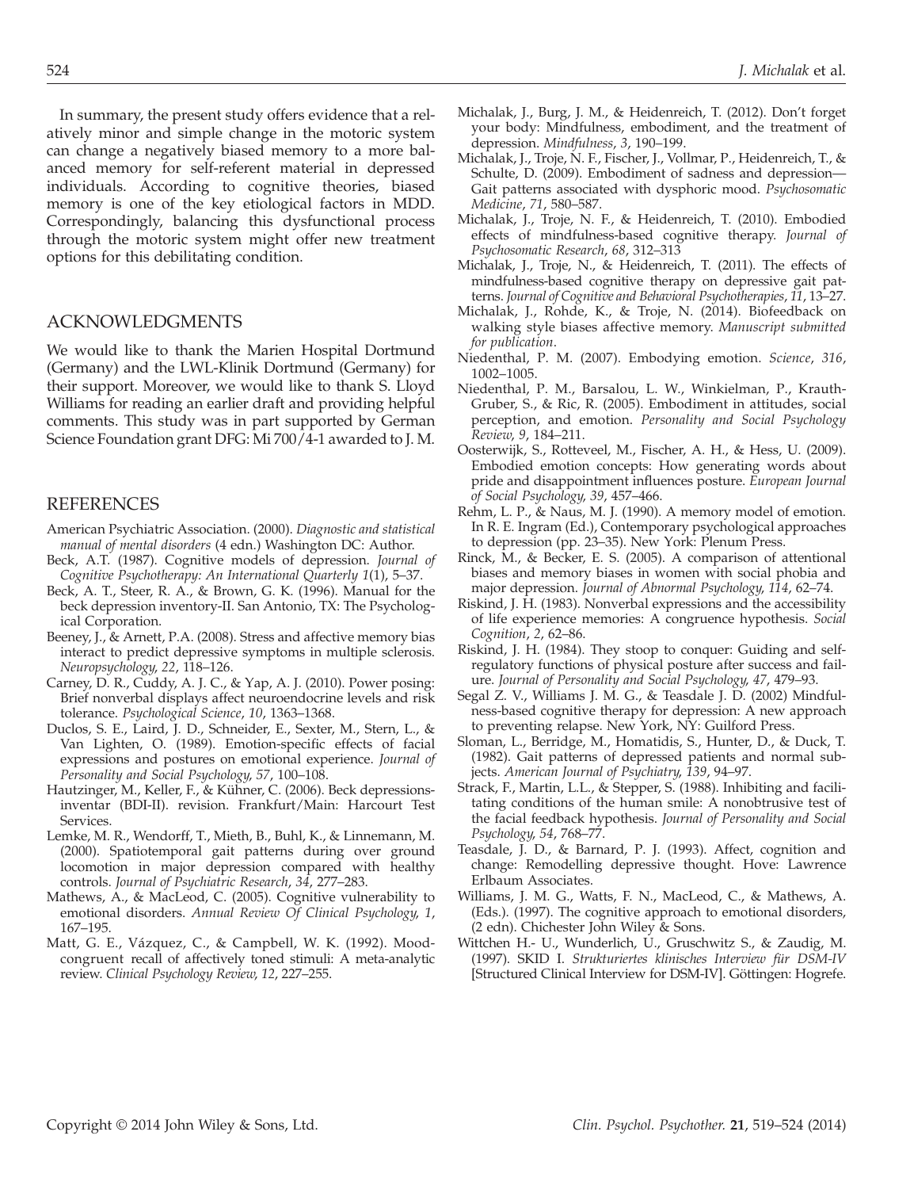In summary, the present study offers evidence that a relatively minor and simple change in the motoric system can change a negatively biased memory to a more balanced memory for self-referent material in depressed individuals. According to cognitive theories, biased memory is one of the key etiological factors in MDD. Correspondingly, balancing this dysfunctional process through the motoric system might offer new treatment options for this debilitating condition.

## ACKNOWLEDGMENTS

We would like to thank the Marien Hospital Dortmund (Germany) and the LWL-Klinik Dortmund (Germany) for their support. Moreover, we would like to thank S. Lloyd Williams for reading an earlier draft and providing helpful comments. This study was in part supported by German Science Foundation grant DFG: Mi 700/4-1 awarded to J. M.

## REFERENCES

American Psychiatric Association. (2000). *Diagnostic and statistical manual of mental disorders* (4 edn.) Washington DC: Author.

Beck, A.T. (1987). Cognitive models of depression. *Journal of Cognitive Psychotherapy: An International Quarterly 1*(1), 5–37.

Beck, A. T., Steer, R. A., & Brown, G. K. (1996). Manual for the beck depression inventory-II. San Antonio, TX: The Psychological Corporation.

Beeney, J., & Arnett, P.A. (2008). Stress and affective memory bias interact to predict depressive symptoms in multiple sclerosis. *Neuropsychology, 22*, 118–126.

Carney, D. R., Cuddy, A. J. C., & Yap, A. J. (2010). Power posing: Brief nonverbal displays affect neuroendocrine levels and risk tolerance. *Psychological Science*, *10*, 1363–1368.

Duclos, S. E., Laird, J. D., Schneider, E., Sexter, M., Stern, L., & Van Lighten, O. (1989). Emotion-specific effects of facial expressions and postures on emotional experience. *Journal of Personality and Social Psychology, 57*, 100–108.

Hautzinger, M., Keller, F., & Kühner, C. (2006). Beck depressions-inventar (BDI-II). revision. Frankfurt/Main: Harcourt Test Services.

Lemke, M. R., Wendorff, T., Mieth, B., Buhl, K., & Linnemann, M. (2000). Spatiotemporal gait patterns during over ground locomotion in major depression compared with healthy controls. *Journal of Psychiatric Research*, *34*, 277–283.

Mathews, A., & MacLeod, C. (2005). Cognitive vulnerability to emotional disorders. *Annual Review Of Clinical Psychology, 1*, 167–195.

Matt, G. E., Vázquez, C., & Campbell, W. K. (1992). Mood-congruent recall of affectively toned stimuli: A meta-analytic review. *Clinical Psychology Review, 12*, 227–255.

Michalak, J., Burg, J. M., & Heidenreich, T. (2012). Don't forget your body: Mindfulness, embodiment, and the treatment of depression. *Mindfulness*, *3*, 190–199.

Michalak, J., Troje, N. F., Fischer, J., Vollmar, P., Heidenreich, T., & Schulte, D. (2009). Embodiment of sadness and depression—Gait patterns associated with dysphoric mood. *Psychosomatic Medicine*, *71*, 580–587.

Michalak, J., Troje, N. F., & Heidenreich, T. (2010). Embodied effects of mindfulness-based cognitive therapy. *Journal of Psychosomatic Research*, *68*, 312–313

Michalak, J., Troje, N., & Heidenreich, T. (2011). The effects of mindfulness-based cognitive therapy on depressive gait patterns. *Journal of Cognitive and Behavioral Psychotherapies*, *11*, 13–27.

Michalak, J., Rohde, K., & Troje, N. (2014). Biofeedback on walking style biases affective memory. *Manuscript submitted for publication*.

Niedenthal, P. M. (2007). Embodying emotion. *Science*, *316*, 1002–1005.

Niedenthal, P. M., Barsalou, L. W., Winkielman, P., Krauth-Gruber, S., & Ric, R. (2005). Embodiment in attitudes, social perception, and emotion. *Personality and Social Psychology Review*, *9*, 184–211.

Oosterwijk, S., Rotteveel, M., Fischer, A. H., & Hess, U. (2009). Embodied emotion concepts: How generating words about pride and disappointment influences posture. *European Journal of Social Psychology, 39*, 457–466.

Rehm, L. P., & Naus, M. J. (1990). A memory model of emotion. In R. E. Ingram (Ed.), Contemporary psychological approaches to depression (pp. 23–35). New York: Plenum Press.

Rinck, M., & Becker, E. S. (2005). A comparison of attentional biases and memory biases in women with social phobia and major depression. *Journal of Abnormal Psychology, 114*, 62–74.

Riskind, J. H. (1983). Nonverbal expressions and the accessibility of life experience memories: A congruence hypothesis. *Social Cognition*, *2*, 62–86.

Riskind, J. H. (1984). They stoop to conquer: Guiding and self-regulatory functions of physical posture after success and failure. *Journal of Personality and Social Psychology, 47*, 479–93.

Segal Z. V., Williams J. M. G., & Teasdale J. D. (2002) Mindfulness-based cognitive therapy for depression: A new approach to preventing relapse. New York, NY: Guilford Press.

Sloman, L., Berridge, M., Homatidis, S., Hunter, D., & Duck, T. (1982). Gait patterns of depressed patients and normal subjects. *American Journal of Psychiatry, 139*, 94–97.

Strack, F., Martin, L.L., & Stepper, S. (1988). Inhibiting and facilitating conditions of the human smile: A nonobtrusive test of the facial feedback hypothesis. *Journal of Personality and Social Psychology, 54*, 768–77.

Teasdale, J. D., & Barnard, P. J. (1993). Affect, cognition and change: Remodelling depressive thought. Hove: Lawrence Erlbaum Associates.

Williams, J. M. G., Watts, F. N., MacLeod, C., & Mathews, A. (Eds.). (1997). The cognitive approach to emotional disorders, (2 edn). Chichester John Wiley & Sons.

Wittchen H.- U., Wunderlich, U., Gruschwitz S., & Zaudig, M. (1997). SKID I. *Strukturiertes klinisches Interview für DSM-IV* [Structured Clinical Interview for DSM-IV]. Göttingen: Hogrefe.